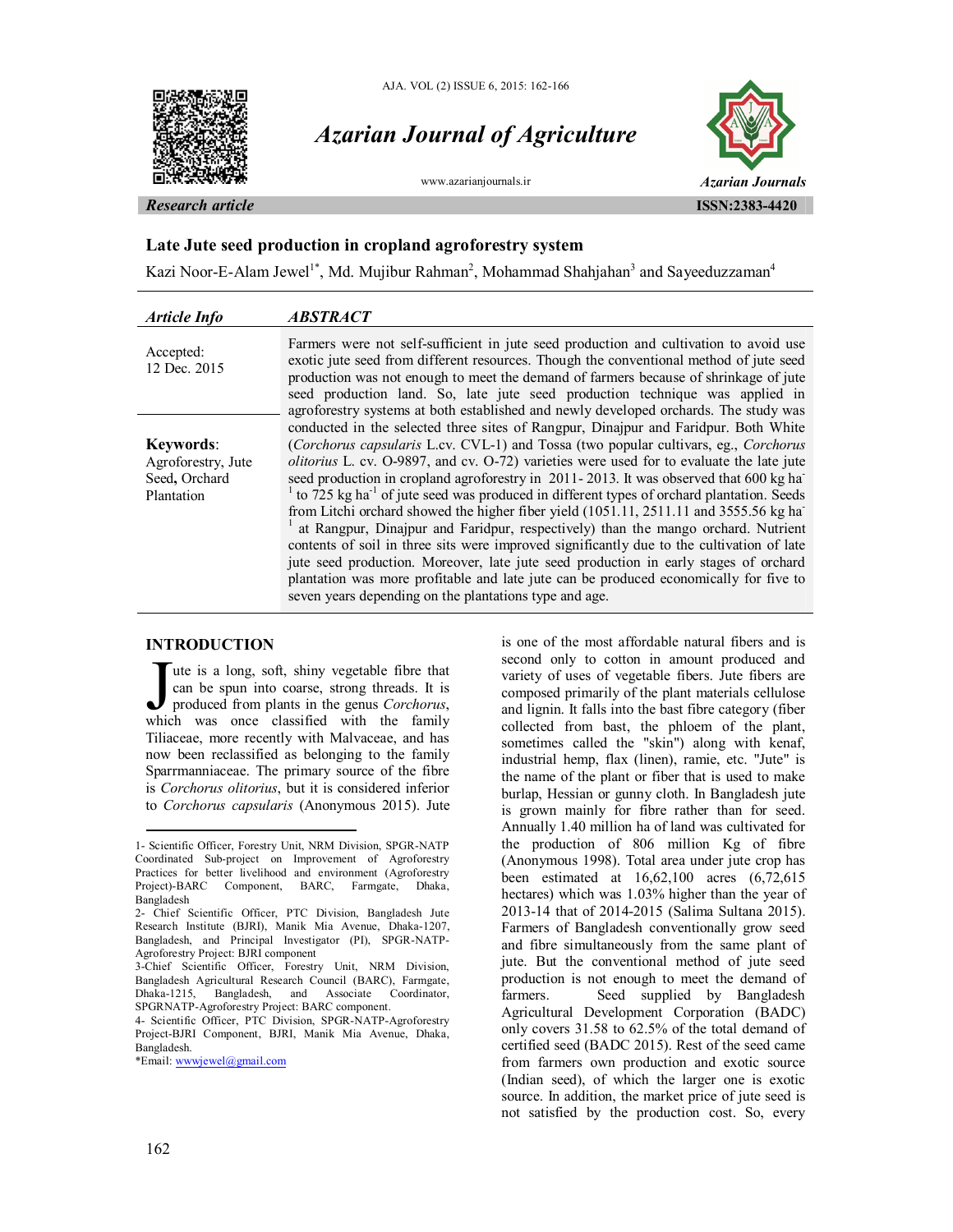*Research article*

# Late Jute seed production in cropland agroforestry system

Kazi Noor-E-Alam Jewel[1*], Md. Mujibur Rahman[2], Mohammad Shahjahan[3] and Sayeeduzzaman[4]

**Article Info**

Accepted: 12 Dec. 2015

**Keywords**: Agroforestry, Jute Seed, Orchard Plantation

## ABSTRACT

Farmers were not self-sufficient in jute seed production and cultivation to avoid use exotic jute seed from different resources. Though the conventional method of jute seed production was not enough to meet the demand of farmers because of shrinkage of jute seed production land. So, late jute seed production technique was applied in agroforestry systems at both established and newly developed orchards. The study was conducted in the selected three sites of Rangpur, Dinajpur and Faridpur. Both White (*Corchorus capsularis* L.cv. CVL-1) and Tossa (two popular cultivars, eg., *Corchorus olitorius* L. cv. O-9897, and cv. O-72) varieties were used for to evaluate the late jute seed production in cropland agroforestry in 2011- 2013. It was observed that 600 kg $ha^{-1}$ to 725 kg $ha^{-1}$ of jute seed was produced in different types of orchard plantation. Seeds from Litchi orchard showed the higher fiber yield (1051.11, 2511.11 and 3555.56 kg $ha^{-1}$ at Rangpur, Dinajpur and Faridpur, respectively) than the mango orchard. Nutrient contents of soil in three sits were improved significantly due to the cultivation of late jute seed production. Moreover, late jute seed production in early stages of orchard plantation was more profitable and late jute can be produced economically for five to seven years depending on the plantations type and age.

## INTRODUCTION

Jute is a long, soft, shiny vegetable fibre that can be spun into coarse, strong threads. It is produced from plants in the genus *Corchorus*, which was once classified with the family Tiliaceae, more recently with Malvaceae, and has now been reclassified as belonging to the family Sparrmanniaceae. The primary source of the fibre is *Corchorus olitorius*, but it is considered inferior to *Corchorus capsularis* (Anonymous 2015). Jute is one of the most affordable natural fibers and is second only to cotton in amount produced and variety of uses of vegetable fibers. Jute fibers are composed primarily of the plant materials cellulose and lignin. It falls into the bast fibre category (fiber collected from bast, the phloem of the plant, sometimes called the "skin") along with kenaf, industrial hemp, flax (linen), ramie, etc. "Jute" is the name of the plant or fiber that is used to make burlap, Hessian or gunny cloth. In Bangladesh jute is grown mainly for fibre rather than for seed. Annually 1.40 million ha of land was cultivated for the production of 806 million Kg of fibre (Anonymous 1998). Total area under jute crop has been estimated at 16,62,100 acres (6,72,615 hectares) which was 1.03% higher than the year of 2013-14 that of 2014-2015 (Salima Sultana 2015). Farmers of Bangladesh conventionally grow seed and fibre simultaneously from the same plant of jute. But the conventional method of jute seed production is not enough to meet the demand of farmers. Seed supplied by Bangladesh Agricultural Development Corporation (BADC) only covers 31.58 to 62.5% of the total demand of certified seed (BADC 2015). Rest of the seed came from farmers own production and exotic source (Indian seed), of which the larger one is exotic source. In addition, the market price of jute seed is not satisfied by the production cost. So, every

---

1- Scientific Officer, Forestry Unit, NRM Division, SPGR-NATP Coordinated Sub-project on Improvement of Agroforestry Practices for better livelihood and environment (Agroforestry Project)-BARC Component, BARC, Farmgate, Dhaka, Bangladesh

2- Chief Scientific Officer, PTC Division, Bangladesh Jute Research Institute (BJRI), Manik Mia Avenue, Dhaka-1207, Bangladesh, and Principal Investigator (PI), SPGR-NATP-Agroforestry Project: BJRI component

3-Chief Scientific Officer, Forestry Unit, NRM Division, Bangladesh Agricultural Research Council (BARC), Farmgate, Dhaka-1215, Bangladesh, and Associate Coordinator, SPGRNATP-Agroforestry Project: BARC component.

4- Scientific Officer, PTC Division, SPGR-NATP-Agroforestry Project-BJRI Component, BJRI, Manik Mia Avenue, Dhaka, Bangladesh.

*Email: wwwjewel@gmail.com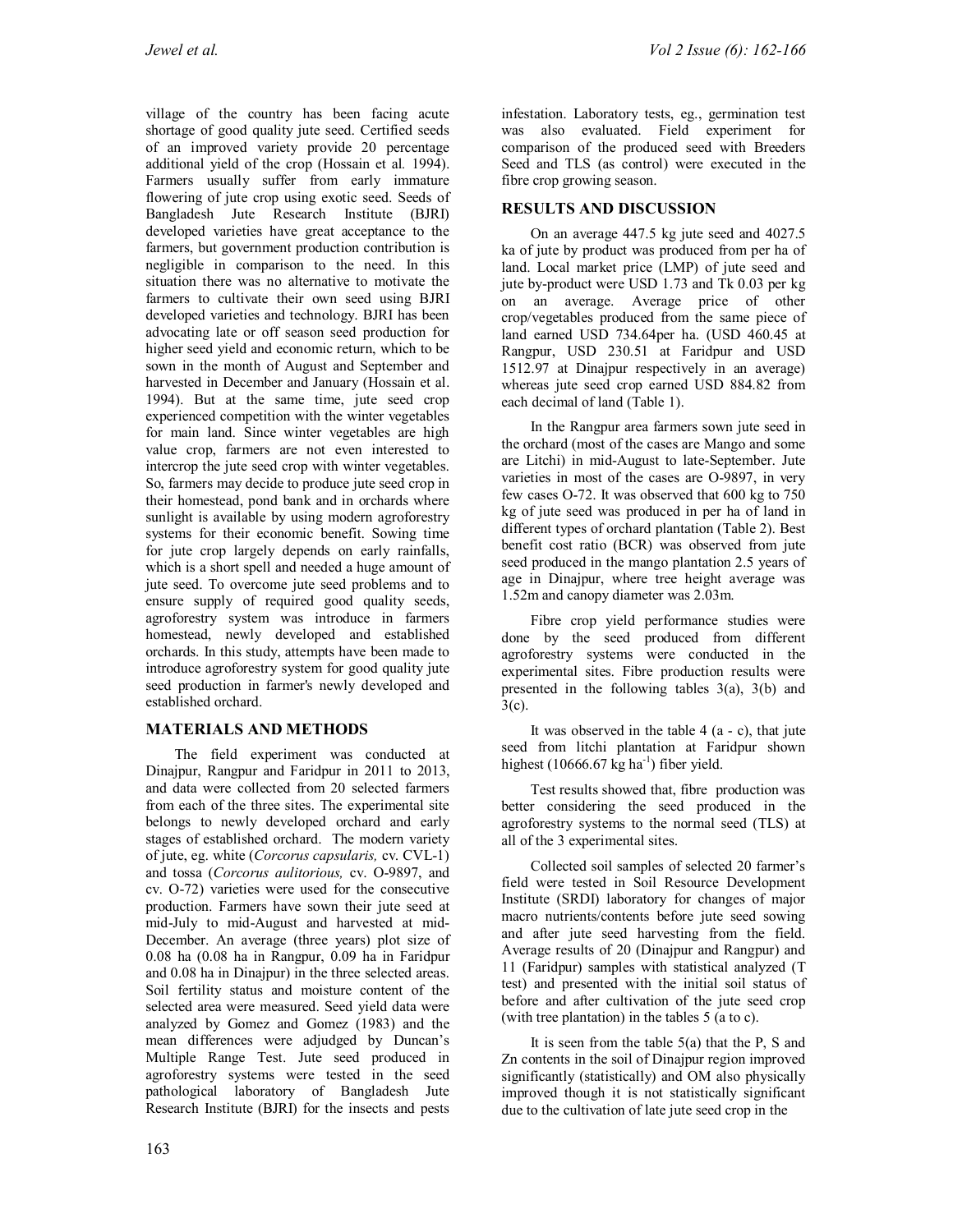village of the country has been facing acute shortage of good quality jute seed. Certified seeds of an improved variety provide 20 percentage additional yield of the crop (Hossain et al. 1994). Farmers usually suffer from early immature flowering of jute crop using exotic seed. Seeds of Bangladesh Jute Research Institute (BJRI) developed varieties have great acceptance to the farmers, but government production contribution is negligible in comparison to the need. In this situation there was no alternative to motivate the farmers to cultivate their own seed using BJRI developed varieties and technology. BJRI has been advocating late or off season seed production for higher seed yield and economic return, which to be sown in the month of August and September and harvested in December and January (Hossain et al. 1994). But at the same time, jute seed crop experienced competition with the winter vegetables for main land. Since winter vegetables are high value crop, farmers are not even interested to intercrop the jute seed crop with winter vegetables. So, farmers may decide to produce jute seed crop in their homestead, pond bank and in orchards where sunlight is available by using modern agroforestry systems for their economic benefit. Sowing time for jute crop largely depends on early rainfalls, which is a short spell and needed a huge amount of jute seed. To overcome jute seed problems and to ensure supply of required good quality seeds, agroforestry system was introduce in farmers homestead, newly developed and established orchards. In this study, attempts have been made to introduce agroforestry system for good quality jute seed production in farmer's newly developed and established orchard.

## MATERIALS AND METHODS

The field experiment was conducted at Dinajpur, Rangpur and Faridpur in 2011 to 2013, and data were collected from 20 selected farmers from each of the three sites. The experimental site belongs to newly developed orchard and early stages of established orchard. The modern variety of jute, eg. white (*Corcorus capsularis,* cv. CVL-1) and tossa (*Corcorus aulitorious,* cv. O-9897, and cv. O-72) varieties were used for the consecutive production. Farmers have sown their jute seed at mid-July to mid-August and harvested at mid-December. An average (three years) plot size of 0.08 ha (0.08 ha in Rangpur, 0.09 ha in Faridpur and 0.08 ha in Dinajpur) in the three selected areas. Soil fertility status and moisture content of the selected area were measured. Seed yield data were analyzed by Gomez and Gomez (1983) and the mean differences were adjudged by Duncan's Multiple Range Test. Jute seed produced in agroforestry systems were tested in the seed pathological laboratory of Bangladesh Jute Research Institute (BJRI) for the insects and pests infestation. Laboratory tests, eg., germination test was also evaluated. Field experiment for comparison of the produced seed with Breeders Seed and TLS (as control) were executed in the fibre crop growing season.

## RESULTS AND DISCUSSION

On an average 447.5 kg jute seed and 4027.5 ka of jute by product was produced from per ha of land. Local market price (LMP) of jute seed and jute by-product were USD 1.73 and Tk 0.03 per kg on an average. Average price of other crop/vegetables produced from the same piece of land earned USD 734.64per ha. (USD 460.45 at Rangpur, USD 230.51 at Faridpur and USD 1512.97 at Dinajpur respectively in an average) whereas jute seed crop earned USD 884.82 from each decimal of land (Table 1).

In the Rangpur area farmers sown jute seed in the orchard (most of the cases are Mango and some are Litchi) in mid-August to late-September. Jute varieties in most of the cases are O-9897, in very few cases O-72. It was observed that 600 kg to 750 kg of jute seed was produced in per ha of land in different types of orchard plantation (Table 2). Best benefit cost ratio (BCR) was observed from jute seed produced in the mango plantation 2.5 years of age in Dinajpur, where tree height average was 1.52m and canopy diameter was 2.03m.

Fibre crop yield performance studies were done by the seed produced from different agroforestry systems were conducted in the experimental sites. Fibre production results were presented in the following tables 3(a), 3(b) and 3(c).

It was observed in the table 4 (a - c), that jute seed from litchi plantation at Faridpur shown highest (10666.67 kg ha$^{-1}$) fiber yield.

Test results showed that, fibre production was better considering the seed produced in the agroforestry systems to the normal seed (TLS) at all of the 3 experimental sites.

Collected soil samples of selected 20 farmer's field were tested in Soil Resource Development Institute (SRDI) laboratory for changes of major macro nutrients/contents before jute seed sowing and after jute seed harvesting from the field. Average results of 20 (Dinajpur and Rangpur) and 11 (Faridpur) samples with statistical analyzed (T test) and presented with the initial soil status of before and after cultivation of the jute seed crop (with tree plantation) in the tables 5 (a to c).

It is seen from the table 5(a) that the P, S and Zn contents in the soil of Dinajpur region improved significantly (statistically) and OM also physically improved though it is not statistically significant due to the cultivation of late jute seed crop in the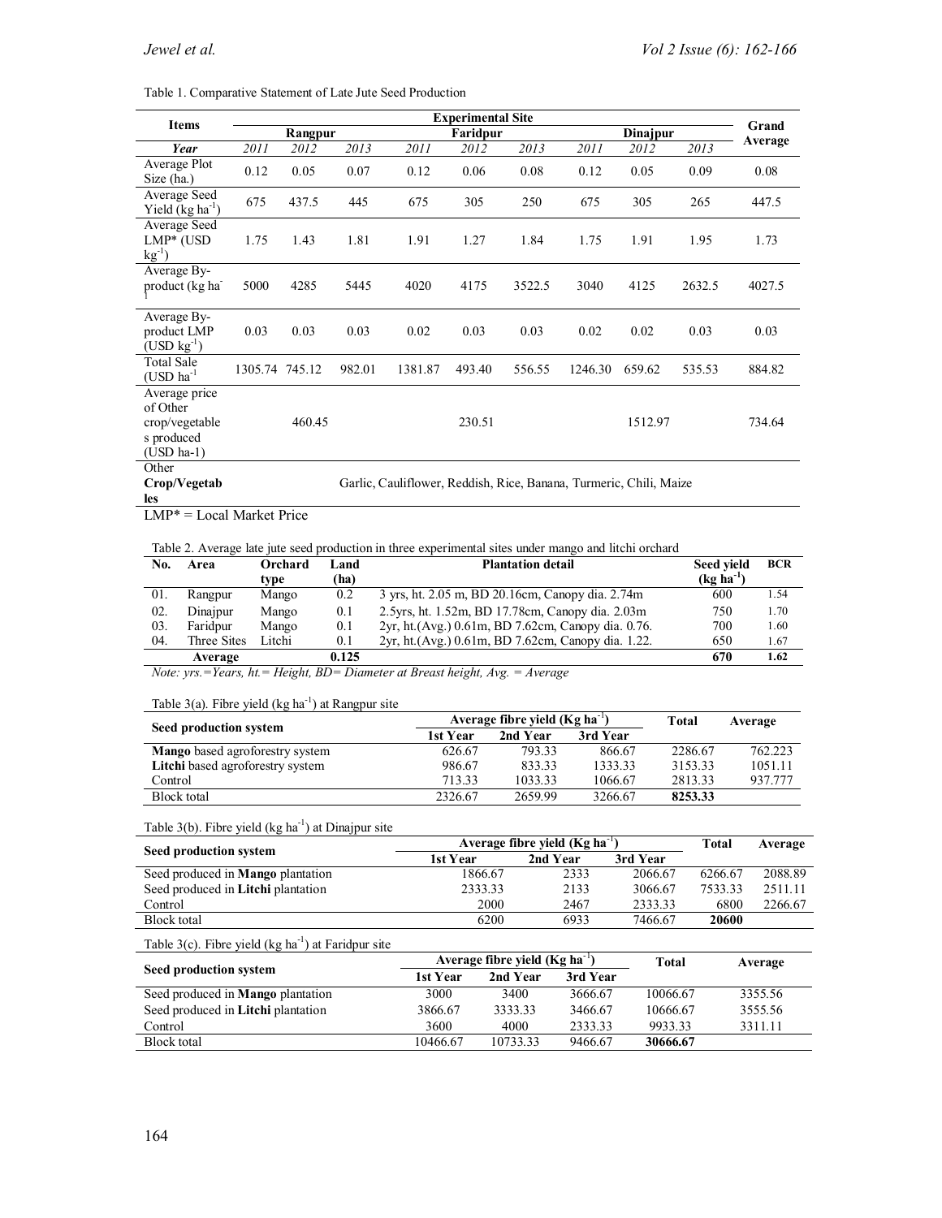Table 1. Comparative Statement of Late Jute Seed Production

| Items | Experimental Site | | | | | | | | | Grand Average |
|---|---|---|---|---|---|---|---|---|---|---|
| | Rangpur | | | Faridpur | | | Dinajpur | | | |
| ***Year*** | *2011* | *2012* | *2013* | *2011* | *2012* | *2013* | *2011* | *2012* | *2013* | |
| Average Plot Size (ha.) | 0.12 | 0.05 | 0.07 | 0.12 | 0.06 | 0.08 | 0.12 | 0.05 | 0.09 | 0.08 |
| Average Seed Yield (kg $ha^{-1}$) | 675 | 437.5 | 445 | 675 | 305 | 250 | 675 | 305 | 265 | 447.5 |
| Average Seed LMP* (USD $kg^{-1}$) | 1.75 | 1.43 | 1.81 | 1.91 | 1.27 | 1.84 | 1.75 | 1.91 | 1.95 | 1.73 |
| Average By-product (kg $ha^{-1}$ | 5000 | 4285 | 5445 | 4020 | 4175 | 3522.5 | 3040 | 4125 | 2632.5 | 4027.5 |
| Average By-product LMP (USD $kg^{-1}$) | 0.03 | 0.03 | 0.03 | 0.02 | 0.03 | 0.03 | 0.02 | 0.02 | 0.03 | 0.03 |
| Total Sale (USD $ha^{-1}$ | 1305.74 | 745.12 | 982.01 | 1381.87 | 493.40 | 556.55 | 1246.30 | 659.62 | 535.53 | 884.82 |
| Average price of Other crop/vegetables produced (USD ha-1) | | 460.45 | | | 230.51 | | | 1512.97 | | 734.64 |
| **Other Crop/Vegetables** | Garlic, Cauliflower, Reddish, Rice, Banana, Turmeric, Chili, Maize | | | | | | | | | |

LMP* = Local Market Price

Table 2. Average late jute seed production in three experimental sites under mango and litchi orchard

| No. | Area | Orchard type | Land (ha) | Plantation detail | Seed yield (kg $ha^{-1}$) | BCR |
|---|---|---|---|---|---|---|
| 01. | Rangpur | Mango | 0.2 | 3 yrs, ht. 2.05 m, BD 20.16cm, Canopy dia. 2.74m | 600 | 1.54 |
| 02. | Dinajpur | Mango | 0.1 | 2.5yrs, ht. 1.52m, BD 17.78cm, Canopy dia. 2.03m | 750 | 1.70 |
| 03. | Faridpur | Mango | 0.1 | 2yr, ht.(Avg.) 0.61m, BD 7.62cm, Canopy dia. 0.76. | 700 | 1.60 |
| 04. | Three Sites | Litchi | 0.1 | 2yr, ht.(Avg.) 0.61m, BD 7.62cm, Canopy dia. 1.22. | 650 | 1.67 |
| | **Average** | | **0.125** | | **670** | **1.62** |

*Note: yrs.=Years, ht.= Height, BD= Diameter at Breast height, Avg. = Average*

Table 3(a). Fibre yield (kg $ha^{-1}$) at Rangpur site

| Seed production system | Average fibre yield (Kg $ha^{-1}$) | | | Total | Average |
|---|---|---|---|---|---|
| | 1st Year | 2nd Year | 3rd Year | | |
| **Mango** based agroforestry system | 626.67 | 793.33 | 866.67 | 2286.67 | 762.223 |
| **Litchi** based agroforestry system | 986.67 | 833.33 | 1333.33 | 3153.33 | 1051.11 |
| Control | 713.33 | 1033.33 | 1066.67 | 2813.33 | 937.777 |
| Block total | 2326.67 | 2659.99 | 3266.67 | **8253.33** | |

Table 3(b). Fibre yield (kg $ha^{-1}$) at Dinajpur site

| Seed production system | Average fibre yield (Kg $ha^{-1}$) | | | Total | Average |
|---|---|---|---|---|---|
| | 1st Year | 2nd Year | 3rd Year | | |
| Seed produced in **Mango** plantation | 1866.67 | 2333 | 2066.67 | 6266.67 | 2088.89 |
| Seed produced in **Litchi** plantation | 2333.33 | 2133 | 3066.67 | 7533.33 | 2511.11 |
| Control | 2000 | 2467 | 2333.33 | 6800 | 2266.67 |
| Block total | 6200 | 6933 | 7466.67 | **20600** | |

Table 3(c). Fibre yield (kg $ha^{-1}$) at Faridpur site

| Seed production system | Average fibre yield (Kg $ha^{-1}$) | | | Total | Average |
|---|---|---|---|---|---|
| | 1st Year | 2nd Year | 3rd Year | | |
| Seed produced in **Mango** plantation | 3000 | 3400 | 3666.67 | 10066.67 | 3355.56 |
| Seed produced in **Litchi** plantation | 3866.67 | 3333.33 | 3466.67 | 10666.67 | 3555.56 |
| Control | 3600 | 4000 | 2333.33 | 9933.33 | 3311.11 |
| Block total | 10466.67 | 10733.33 | 9466.67 | **30666.67** | |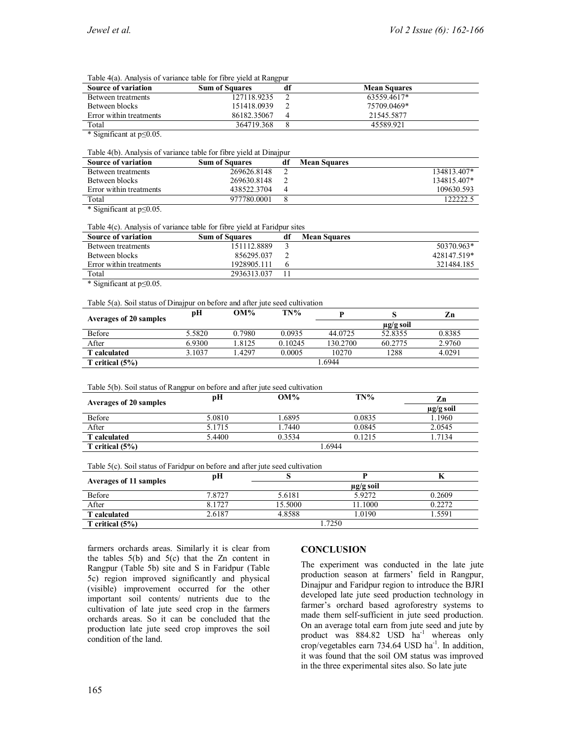Table 4(a). Analysis of variance table for fibre yield at Rangpur

| Source of variation | Sum of Squares | df | Mean Squares |
|---|---|---|---|
| Between treatments | 127118.9235 | 2 | 63559.4617* |
| Between blocks | 151418.0939 | 2 | 75709.0469* |
| Error within treatments | 86182.35067 | 4 | 21545.5877 |
| Total | 364719.368 | 8 | 45589.921 |

* Significant at p≤0.05.

Table 4(b). Analysis of variance table for fibre yield at Dinajpur

| Source of variation | Sum of Squares | df | Mean Squares |
|---|---|---|---|
| Between treatments | 269626.8148 | 2 | 134813.407* |
| Between blocks | 269630.8148 | 2 | 134815.407* |
| Error within treatments | 438522.3704 | 4 | 109630.593 |
| Total | 977780.0001 | 8 | 122222.5 |

* Significant at p≤0.05.

Table 4(c). Analysis of variance table for fibre yield at Faridpur sites

| Source of variation | Sum of Squares | df | Mean Squares |
|---|---|---|---|
| Between treatments | 151112.8889 | 3 | 50370.963* |
| Between blocks | 856295.037 | 2 | 428147.519* |
| Error within treatments | 1928905.111 | 6 | 321484.185 |
| Total | 2936313.037 | 11 | |

* Significant at p≤0.05.

Table 5(a). Soil status of Dinajpur on before and after jute seed cultivation

| Averages of 20 samples | pH | OM% | TN% | P | S | Zn |
|---|---|---|---|---|---|---|
| | | | | | µg/g soil | |
| Before | 5.5820 | 0.7980 | 0.0935 | 44.0725 | 52.8355 | 0.8385 |
| After | 6.9300 | 1.8125 | 0.10245 | 130.2700 | 60.2775 | 2.9760 |
| **T calculated** | 3.1037 | 1.4297 | 0.0005 | 10270 | 1288 | 4.0291 |
| **T critical (5%)** | | | | 1.6944 | | |

Table 5(b). Soil status of Rangpur on before and after jute seed cultivation

| Averages of 20 samples | pH | OM% | TN% | Zn |
|---|---|---|---|---|
| | | | | µg/g soil |
| Before | 5.0810 | 1.6895 | 0.0835 | 1.1960 |
| After | 5.1715 | 1.7440 | 0.0845 | 2.0545 |
| **T calculated** | 5.4400 | 0.3534 | 0.1215 | 1.7134 |
| **T critical (5%)** | | | 1.6944 | |

Table 5(c). Soil status of Faridpur on before and after jute seed cultivation

| Averages of 11 samples | pH | S | P | K |
|---|---|---|---|---|
| | | | µg/g soil | |
| Before | 7.8727 | 5.6181 | 5.9272 | 0.2609 |
| After | 8.1727 | 15.5000 | 11.1000 | 0.2272 |
| **T calculated** | 2.6187 | 4.8588 | 1.0190 | 1.5591 |
| **T critical (5%)** | | | 1.7250 | |

farmers orchards areas. Similarly it is clear from the tables 5(b) and 5(c) that the Zn content in Rangpur (Table 5b) site and S in Faridpur (Table 5c) region improved significantly and physical (visible) improvement occurred for the other important soil contents/ nutrients due to the cultivation of late jute seed crop in the farmers orchards areas. So it can be concluded that the production late jute seed crop improves the soil condition of the land.

## CONCLUSION

The experiment was conducted in the late jute production season at farmers' field in Rangpur, Dinajpur and Faridpur region to introduce the BJRI developed late jute seed production technology in farmer's orchard based agroforestry systems to made them self-sufficient in jute seed production. On an average total earn from jute seed and jute by product was 884.82 USD $ha^{-1}$ whereas only crop/vegetables earn 734.64 USD $ha^{-1}$. In addition, it was found that the soil OM status was improved in the three experimental sites also. So late jute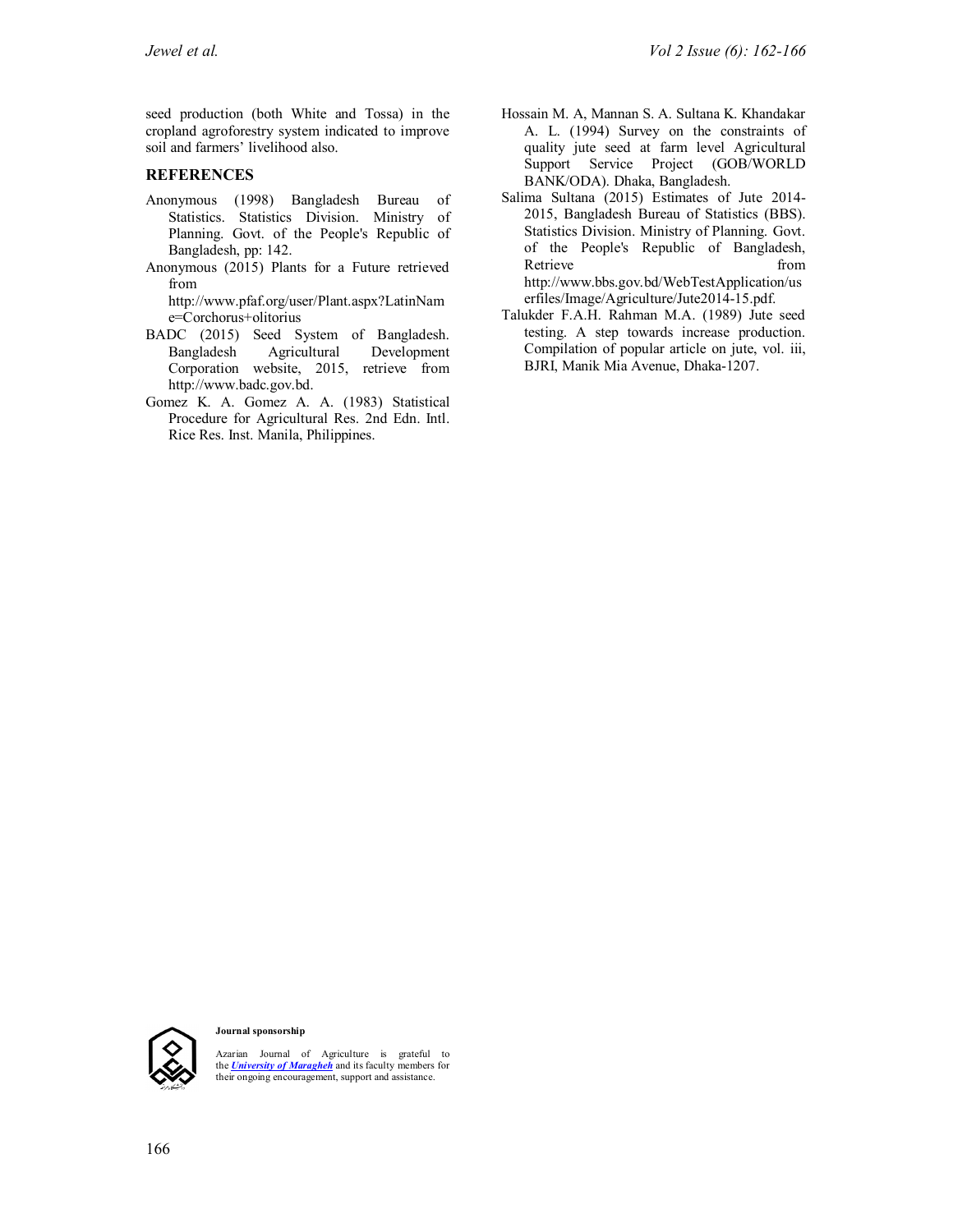seed production (both White and Tossa) in the cropland agroforestry system indicated to improve soil and farmers' livelihood also.

## REFERENCES

Anonymous (1998) Bangladesh Bureau of Statistics. Statistics Division. Ministry of Planning. Govt. of the People's Republic of Bangladesh, pp: 142.

Anonymous (2015) Plants for a Future retrieved from http://www.pfaf.org/user/Plant.aspx?LatinName=Corchorus+olitorius

BADC (2015) Seed System of Bangladesh. Bangladesh Agricultural Development Corporation website, 2015, retrieve from http://www.badc.gov.bd.

Gomez K. A. Gomez A. A. (1983) Statistical Procedure for Agricultural Res. 2nd Edn. Intl. Rice Res. Inst. Manila, Philippines.

Hossain M. A, Mannan S. A. Sultana K. Khandakar A. L. (1994) Survey on the constraints of quality jute seed at farm level Agricultural Support Service Project (GOB/WORLD BANK/ODA). Dhaka, Bangladesh.

Salima Sultana (2015) Estimates of Jute 2014-2015, Bangladesh Bureau of Statistics (BBS). Statistics Division. Ministry of Planning. Govt. of the People's Republic of Bangladesh, Retrieve from http://www.bbs.gov.bd/WebTestApplication/userfiles/Image/Agriculture/Jute2014-15.pdf.

Talukder F.A.H. Rahman M.A. (1989) Jute seed testing. A step towards increase production. Compilation of popular article on jute, vol. iii, BJRI, Manik Mia Avenue, Dhaka-1207.

**Journal sponsorship**

Azarian Journal of Agriculture is grateful to the ***University of Maragheh*** and its faculty members for their ongoing encouragement, support and assistance.